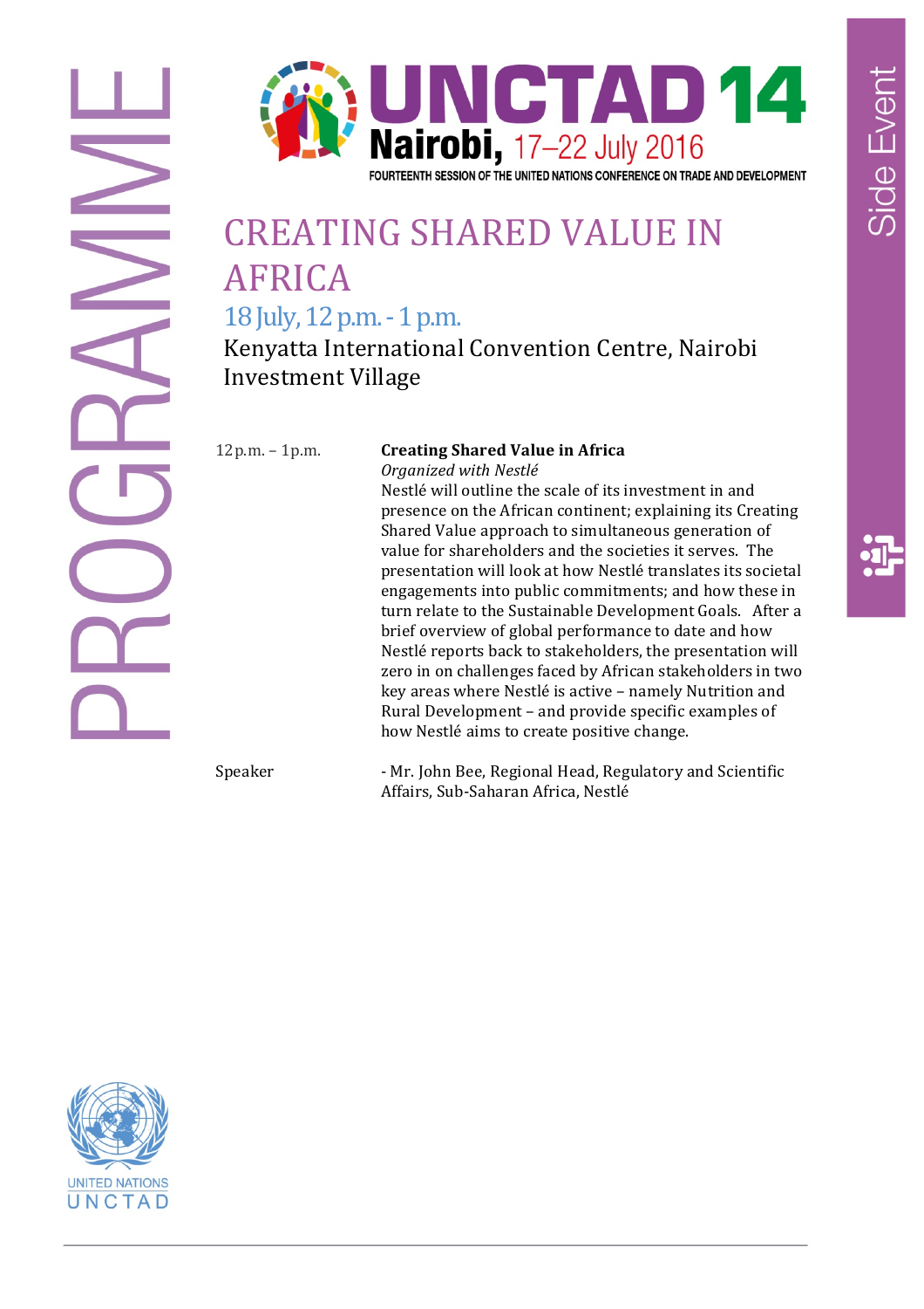PROGRAMME

# UNCTAD 14

**Nairobi,** 17–22 July 2016

FOURTEENTH SESSION OF THE UNITED NATIONS CONFERENCE ON TRADE AND DEVELOPMENT

Side Event

# CREATING SHARED VALUE IN AFRICA

## 18 July, 12 p.m. - 1 p.m.

Kenyatta International Convention Centre, Nairobi
Investment Village

| | |
|---|---|
| 12 p.m. – 1 p.m. | **Creating Shared Value in Africa**<br>*Organized with Nestlé*<br>Nestlé will outline the scale of its investment in and presence on the African continent; explaining its Creating Shared Value approach to simultaneous generation of value for shareholders and the societies it serves. The presentation will look at how Nestlé translates its societal engagements into public commitments; and how these in turn relate to the Sustainable Development Goals. After a brief overview of global performance to date and how Nestlé reports back to stakeholders, the presentation will zero in on challenges faced by African stakeholders in two key areas where Nestlé is active – namely Nutrition and Rural Development – and provide specific examples of how Nestlé aims to create positive change. |
| Speaker | - Mr. John Bee, Regional Head, Regulatory and Scientific Affairs, Sub-Saharan Africa, Nestlé |

UNITED NATIONS
UNCTAD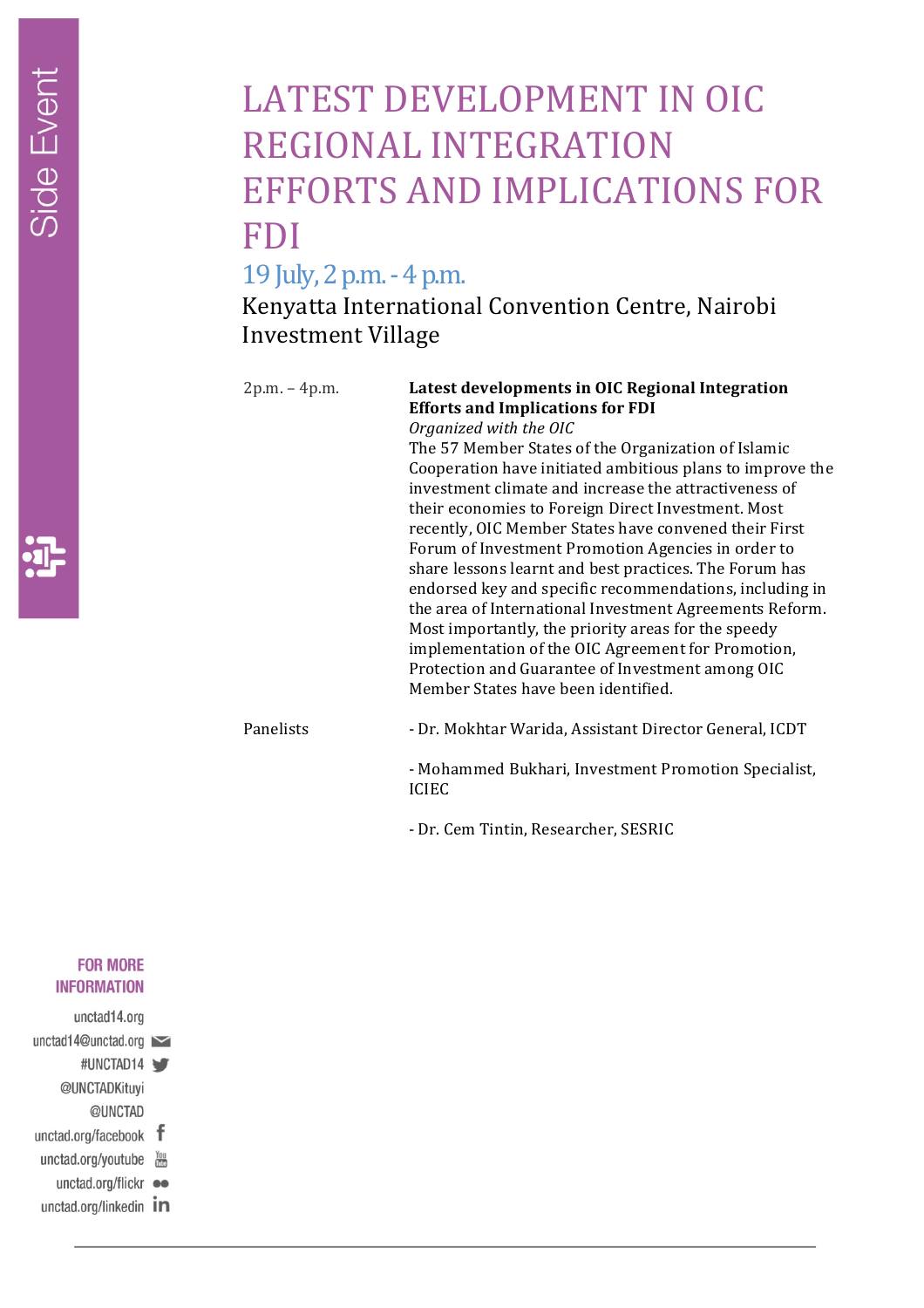Side Event

# LATEST DEVELOPMENT IN OIC REGIONAL INTEGRATION EFFORTS AND IMPLICATIONS FOR FDI

## 19 July, 2 p.m. - 4 p.m.

Kenyatta International Convention Centre, Nairobi
Investment Village

| | |
|---|---|
| 2p.m. – 4p.m. | **Latest developments in OIC Regional Integration Efforts and Implications for FDI**<br>*Organized with the OIC*<br>The 57 Member States of the Organization of Islamic Cooperation have initiated ambitious plans to improve the investment climate and increase the attractiveness of their economies to Foreign Direct Investment. Most recently, OIC Member States have convened their First Forum of Investment Promotion Agencies in order to share lessons learnt and best practices. The Forum has endorsed key and specific recommendations, including in the area of International Investment Agreements Reform. Most importantly, the priority areas for the speedy implementation of the OIC Agreement for Promotion, Protection and Guarantee of Investment among OIC Member States have been identified. |
| Panelists | - Dr. Mokhtar Warida, Assistant Director General, ICDT<br><br>- Mohammed Bukhari, Investment Promotion Specialist, ICIEC<br><br>- Dr. Cem Tintin, Researcher, SESRIC |

**FOR MORE INFORMATION**

unctad14.org
unctad14@unctad.org
#UNCTAD14
@UNCTADKituyi
@UNCTAD
unctad.org/facebook
unctad.org/youtube
unctad.org/flickr
unctad.org/linkedin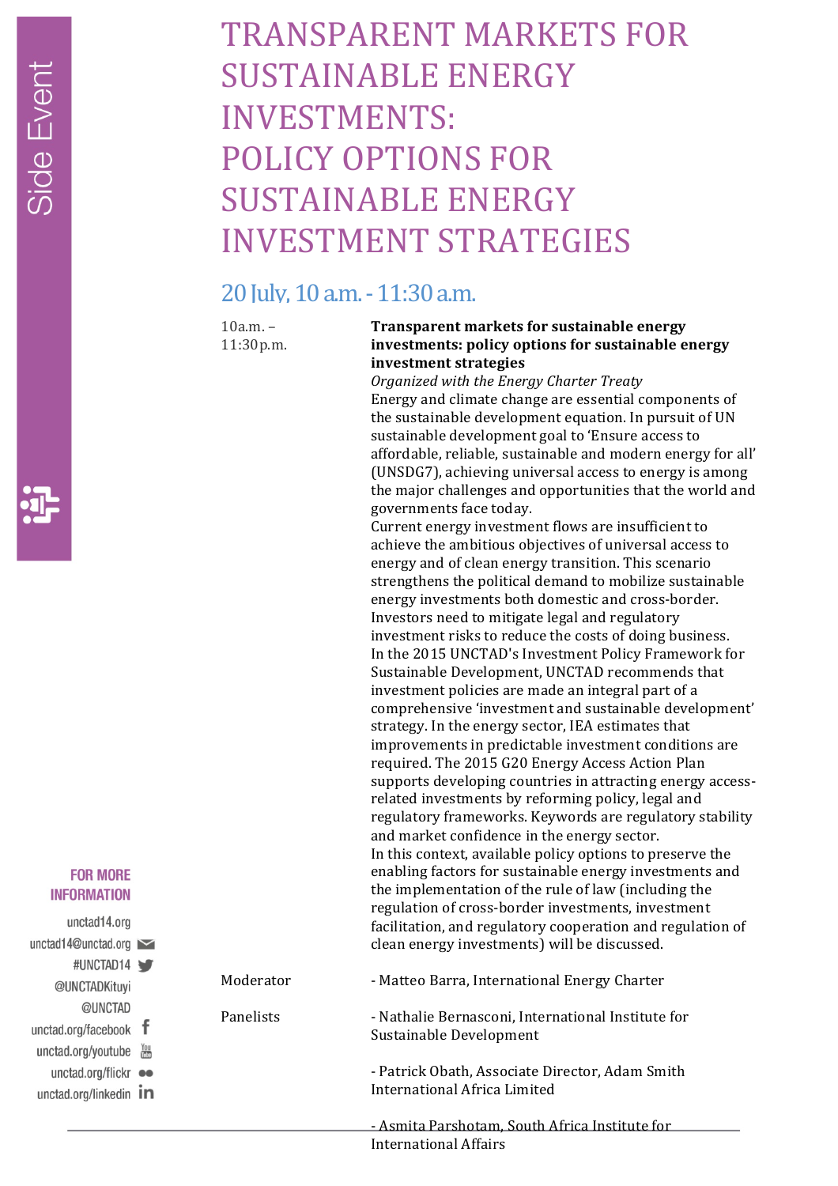Side Event

# TRANSPARENT MARKETS FOR SUSTAINABLE ENERGY INVESTMENTS: POLICY OPTIONS FOR SUSTAINABLE ENERGY INVESTMENT STRATEGIES

## 20 July, 10 a.m. - 11:30 a.m.

10a.m. – 11:30p.m.

**Transparent markets for sustainable energy investments: policy options for sustainable energy investment strategies**

*Organized with the Energy Charter Treaty*

Energy and climate change are essential components of the sustainable development equation. In pursuit of UN sustainable development goal to 'Ensure access to affordable, reliable, sustainable and modern energy for all' (UNSDG7), achieving universal access to energy is among the major challenges and opportunities that the world and governments face today.

Current energy investment flows are insufficient to achieve the ambitious objectives of universal access to energy and of clean energy transition. This scenario strengthens the political demand to mobilize sustainable energy investments both domestic and cross-border. Investors need to mitigate legal and regulatory investment risks to reduce the costs of doing business.

In the 2015 UNCTAD's Investment Policy Framework for Sustainable Development, UNCTAD recommends that investment policies are made an integral part of a comprehensive 'investment and sustainable development' strategy. In the energy sector, IEA estimates that improvements in predictable investment conditions are required. The 2015 G20 Energy Access Action Plan supports developing countries in attracting energy access-related investments by reforming policy, legal and regulatory frameworks. Keywords are regulatory stability and market confidence in the energy sector.

In this context, available policy options to preserve the enabling factors for sustainable energy investments and the implementation of the rule of law (including the regulation of cross-border investments, investment facilitation, and regulatory cooperation and regulation of clean energy investments) will be discussed.

Moderator

- Matteo Barra, International Energy Charter

Panelists

- Nathalie Bernasconi, International Institute for Sustainable Development

- Patrick Obath, Associate Director, Adam Smith International Africa Limited

- Asmita Parshotam, South Africa Institute for International Affairs

**FOR MORE INFORMATION**

unctad14.org
unctad14@unctad.org
#UNCTAD14
@UNCTADKituyi
@UNCTAD
unctad.org/facebook
unctad.org/youtube
unctad.org/flickr
unctad.org/linkedin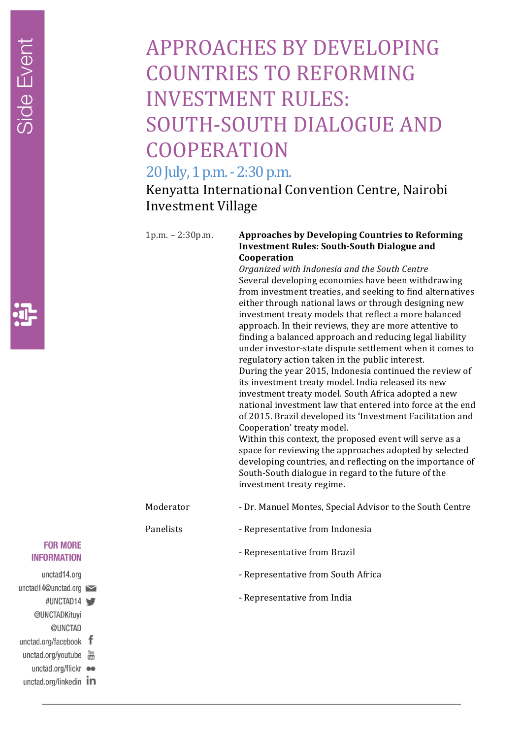Side Event

# APPROACHES BY DEVELOPING COUNTRIES TO REFORMING INVESTMENT RULES: SOUTH-SOUTH DIALOGUE AND COOPERATION

## 20 July, 1 p.m. - 2:30 p.m.

Kenyatta International Convention Centre, Nairobi
Investment Village

| | |
|---|---|
| 1p.m. – 2:30p.m. | **Approaches by Developing Countries to Reforming Investment Rules: South-South Dialogue and Cooperation**<br>*Organized with Indonesia and the South Centre*<br>Several developing economies have been withdrawing from investment treaties, and seeking to find alternatives either through national laws or through designing new investment treaty models that reflect a more balanced approach. In their reviews, they are more attentive to finding a balanced approach and reducing legal liability under investor-state dispute settlement when it comes to regulatory action taken in the public interest.<br>During the year 2015, Indonesia continued the review of its investment treaty model. India released its new investment treaty model. South Africa adopted a new national investment law that entered into force at the end of 2015. Brazil developed its 'Investment Facilitation and Cooperation' treaty model.<br>Within this context, the proposed event will serve as a space for reviewing the approaches adopted by selected developing countries, and reflecting on the importance of South-South dialogue in regard to the future of the investment treaty regime. |
| Moderator | - Dr. Manuel Montes, Special Advisor to the South Centre |
| Panelists | - Representative from Indonesia<br>- Representative from Brazil<br>- Representative from South Africa<br>- Representative from India |

**FOR MORE INFORMATION**

unctad14.org
unctad14@unctad.org
#UNCTAD14
@UNCTADKituyi
@UNCTAD
unctad.org/facebook
unctad.org/youtube
unctad.org/flickr
unctad.org/linkedin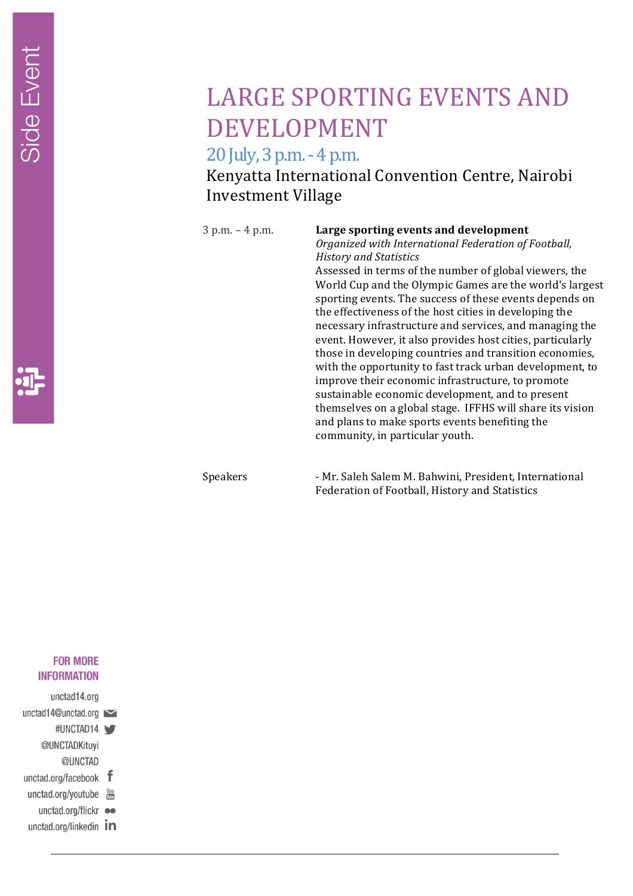Side Event

# LARGE SPORTING EVENTS AND DEVELOPMENT

## 20 July, 3 p.m. - 4 p.m.

Kenyatta International Convention Centre, Nairobi Investment Village

| | |
|---|---|
| 3 p.m. – 4 p.m. | **Large sporting events and development**<br>*Organized with International Federation of Football, History and Statistics*<br>Assessed in terms of the number of global viewers, the World Cup and the Olympic Games are the world's largest sporting events. The success of these events depends on the effectiveness of the host cities in developing the necessary infrastructure and services, and managing the event. However, it also provides host cities, particularly those in developing countries and transition economies, with the opportunity to fast track urban development, to improve their economic infrastructure, to promote sustainable economic development, and to present themselves on a global stage. IFFHS will share its vision and plans to make sports events benefiting the community, in particular youth. |
| Speakers | - Mr. Saleh Salem M. Bahwini, President, International Federation of Football, History and Statistics |

**FOR MORE INFORMATION**

unctad14.org
unctad14@unctad.org
#UNCTAD14
@UNCTADKituyi
@UNCTAD
unctad.org/facebook
unctad.org/youtube
unctad.org/flickr
unctad.org/linkedin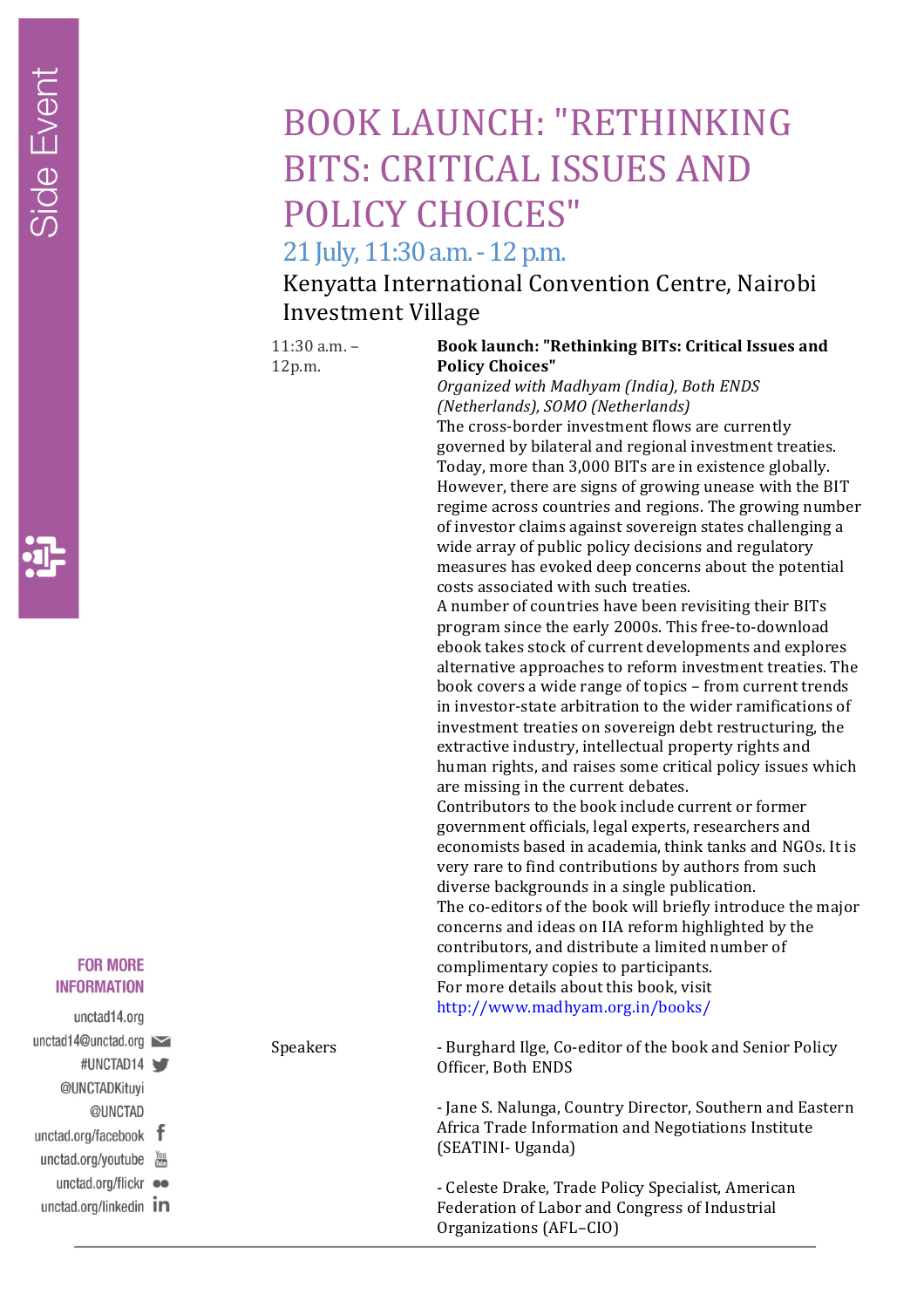Side Event

# BOOK LAUNCH: "RETHINKING BITS: CRITICAL ISSUES AND POLICY CHOICES"

## 21 July, 11:30 a.m. - 12 p.m.

### Kenyatta International Convention Centre, Nairobi Investment Village

| | |
|---|---|
| 11:30 a.m. – 12p.m. | **Book launch: "Rethinking BITs: Critical Issues and Policy Choices"**<br>*Organized with Madhyam (India), Both ENDS (Netherlands), SOMO (Netherlands)*<br>The cross-border investment flows are currently governed by bilateral and regional investment treaties. Today, more than 3,000 BITs are in existence globally. However, there are signs of growing unease with the BIT regime across countries and regions. The growing number of investor claims against sovereign states challenging a wide array of public policy decisions and regulatory measures has evoked deep concerns about the potential costs associated with such treaties.<br>A number of countries have been revisiting their BITs program since the early 2000s. This free-to-download ebook takes stock of current developments and explores alternative approaches to reform investment treaties. The book covers a wide range of topics – from current trends in investor-state arbitration to the wider ramifications of investment treaties on sovereign debt restructuring, the extractive industry, intellectual property rights and human rights, and raises some critical policy issues which are missing in the current debates.<br>Contributors to the book include current or former government officials, legal experts, researchers and economists based in academia, think tanks and NGOs. It is very rare to find contributions by authors from such diverse backgrounds in a single publication.<br>The co-editors of the book will briefly introduce the major concerns and ideas on IIA reform highlighted by the contributors, and distribute a limited number of complimentary copies to participants.<br>For more details about this book, visit http://www.madhyam.org.in/books/ |
| Speakers | - Burghard Ilge, Co-editor of the book and Senior Policy Officer, Both ENDS<br><br>- Jane S. Nalunga, Country Director, Southern and Eastern Africa Trade Information and Negotiations Institute (SEATINI- Uganda)<br><br>- Celeste Drake, Trade Policy Specialist, American Federation of Labor and Congress of Industrial Organizations (AFL–CIO) |

**FOR MORE INFORMATION**

unctad14.org
unctad14@unctad.org
#UNCTAD14
@UNCTADKituyi
@UNCTAD
unctad.org/facebook
unctad.org/youtube
unctad.org/flickr
unctad.org/linkedin